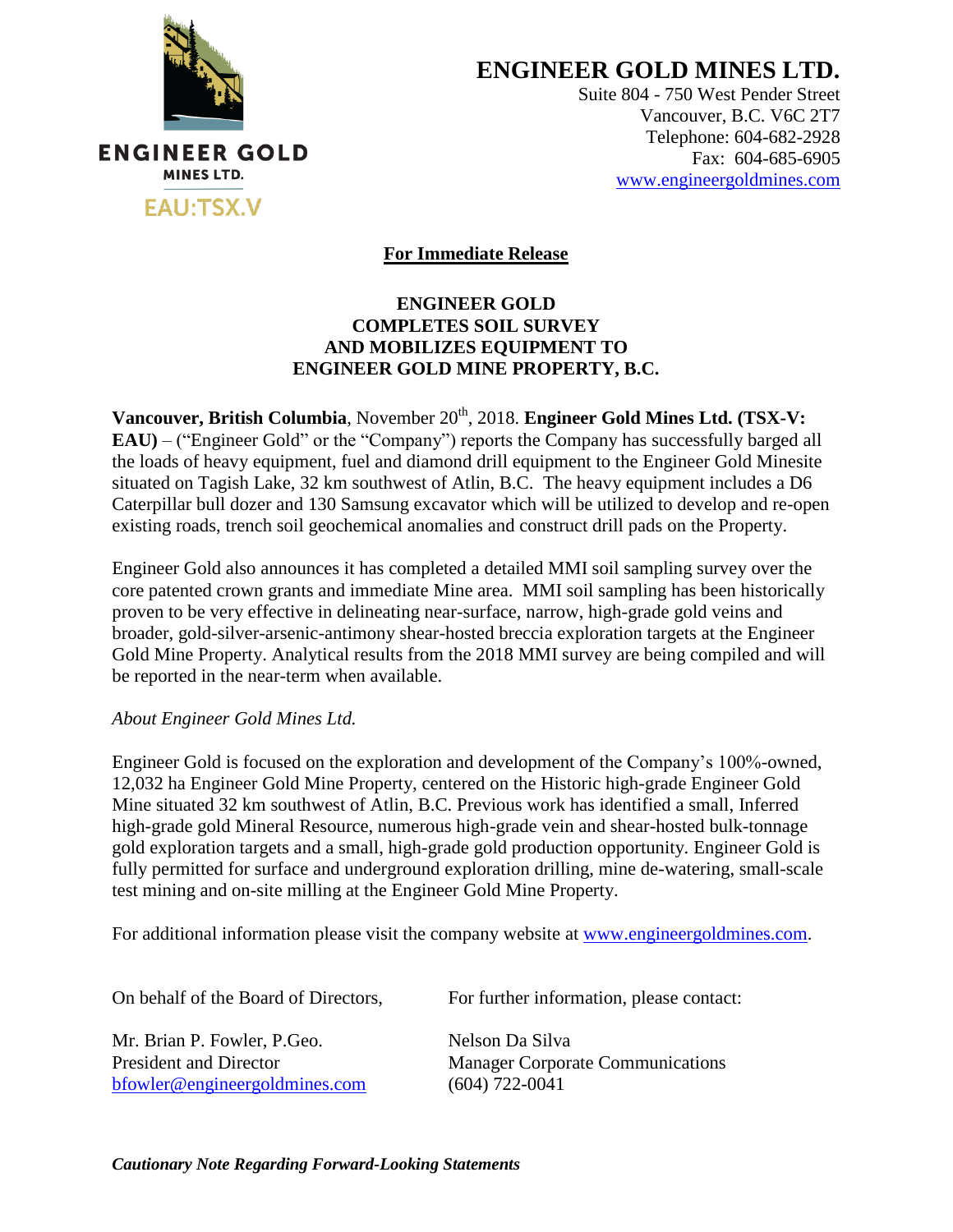ENGINEER GOLD MINES LTD.

EAU:TSX.V

# ENGINEER GOLD MINES LTD.

Suite 804 - 750 West Pender Street
Vancouver, B.C. V6C 2T7
Telephone: 604-682-2928
Fax: 604-685-6905
www.engineergoldmines.com

**For Immediate Release**

## ENGINEER GOLD COMPLETES SOIL SURVEY AND MOBILIZES EQUIPMENT TO ENGINEER GOLD MINE PROPERTY, B.C.

**Vancouver, British Columbia**, November 20th, 2018. **Engineer Gold Mines Ltd. (TSX-V: EAU)** – ("Engineer Gold" or the "Company") reports the Company has successfully barged all the loads of heavy equipment, fuel and diamond drill equipment to the Engineer Gold Minesite situated on Tagish Lake, 32 km southwest of Atlin, B.C. The heavy equipment includes a D6 Caterpillar bull dozer and 130 Samsung excavator which will be utilized to develop and re-open existing roads, trench soil geochemical anomalies and construct drill pads on the Property.

Engineer Gold also announces it has completed a detailed MMI soil sampling survey over the core patented crown grants and immediate Mine area. MMI soil sampling has been historically proven to be very effective in delineating near-surface, narrow, high-grade gold veins and broader, gold-silver-arsenic-antimony shear-hosted breccia exploration targets at the Engineer Gold Mine Property. Analytical results from the 2018 MMI survey are being compiled and will be reported in the near-term when available.

*About Engineer Gold Mines Ltd.*

Engineer Gold is focused on the exploration and development of the Company's 100%-owned, 12,032 ha Engineer Gold Mine Property, centered on the Historic high-grade Engineer Gold Mine situated 32 km southwest of Atlin, B.C. Previous work has identified a small, Inferred high-grade gold Mineral Resource, numerous high-grade vein and shear-hosted bulk-tonnage gold exploration targets and a small, high-grade gold production opportunity. Engineer Gold is fully permitted for surface and underground exploration drilling, mine de-watering, small-scale test mining and on-site milling at the Engineer Gold Mine Property.

For additional information please visit the company website at www.engineergoldmines.com.

On behalf of the Board of Directors,

Mr. Brian P. Fowler, P.Geo.
President and Director
bfowler@engineergoldmines.com

For further information, please contact:

Nelson Da Silva
Manager Corporate Communications
(604) 722-0041

***Cautionary Note Regarding Forward-Looking Statements***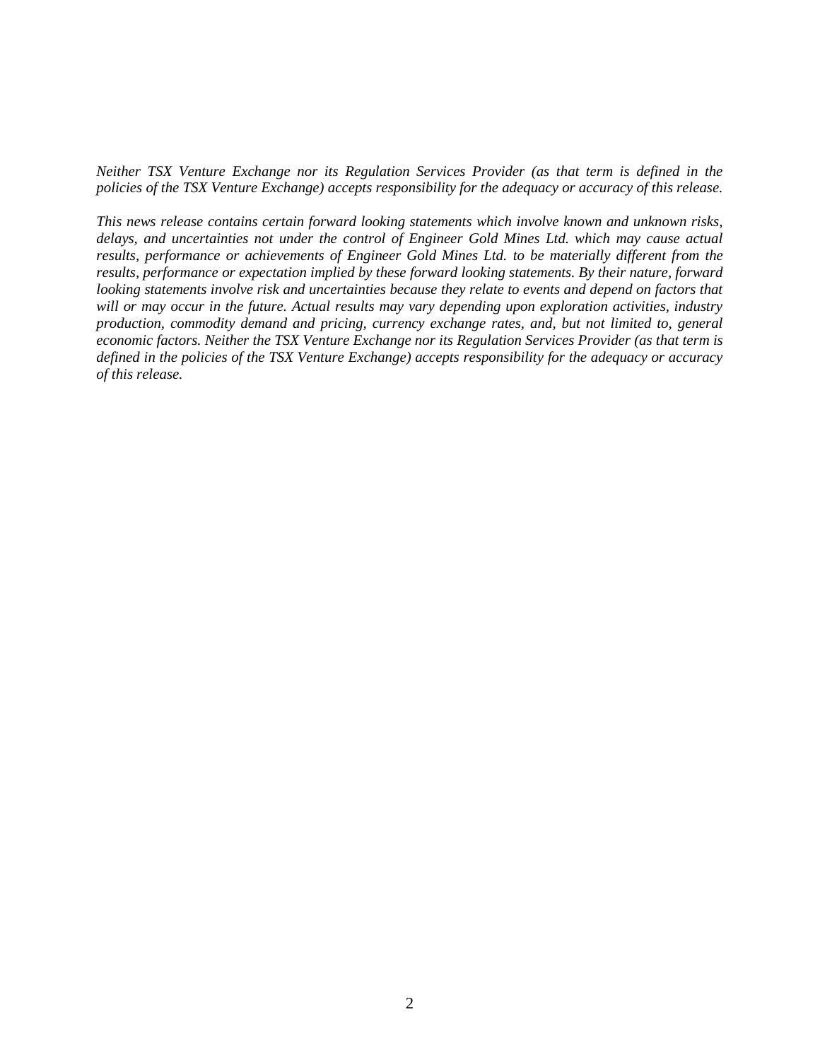*Neither TSX Venture Exchange nor its Regulation Services Provider (as that term is defined in the policies of the TSX Venture Exchange) accepts responsibility for the adequacy or accuracy of this release.*

*This news release contains certain forward looking statements which involve known and unknown risks, delays, and uncertainties not under the control of Engineer Gold Mines Ltd. which may cause actual results, performance or achievements of Engineer Gold Mines Ltd. to be materially different from the results, performance or expectation implied by these forward looking statements. By their nature, forward looking statements involve risk and uncertainties because they relate to events and depend on factors that will or may occur in the future. Actual results may vary depending upon exploration activities, industry production, commodity demand and pricing, currency exchange rates, and, but not limited to, general economic factors. Neither the TSX Venture Exchange nor its Regulation Services Provider (as that term is defined in the policies of the TSX Venture Exchange) accepts responsibility for the adequacy or accuracy of this release.*